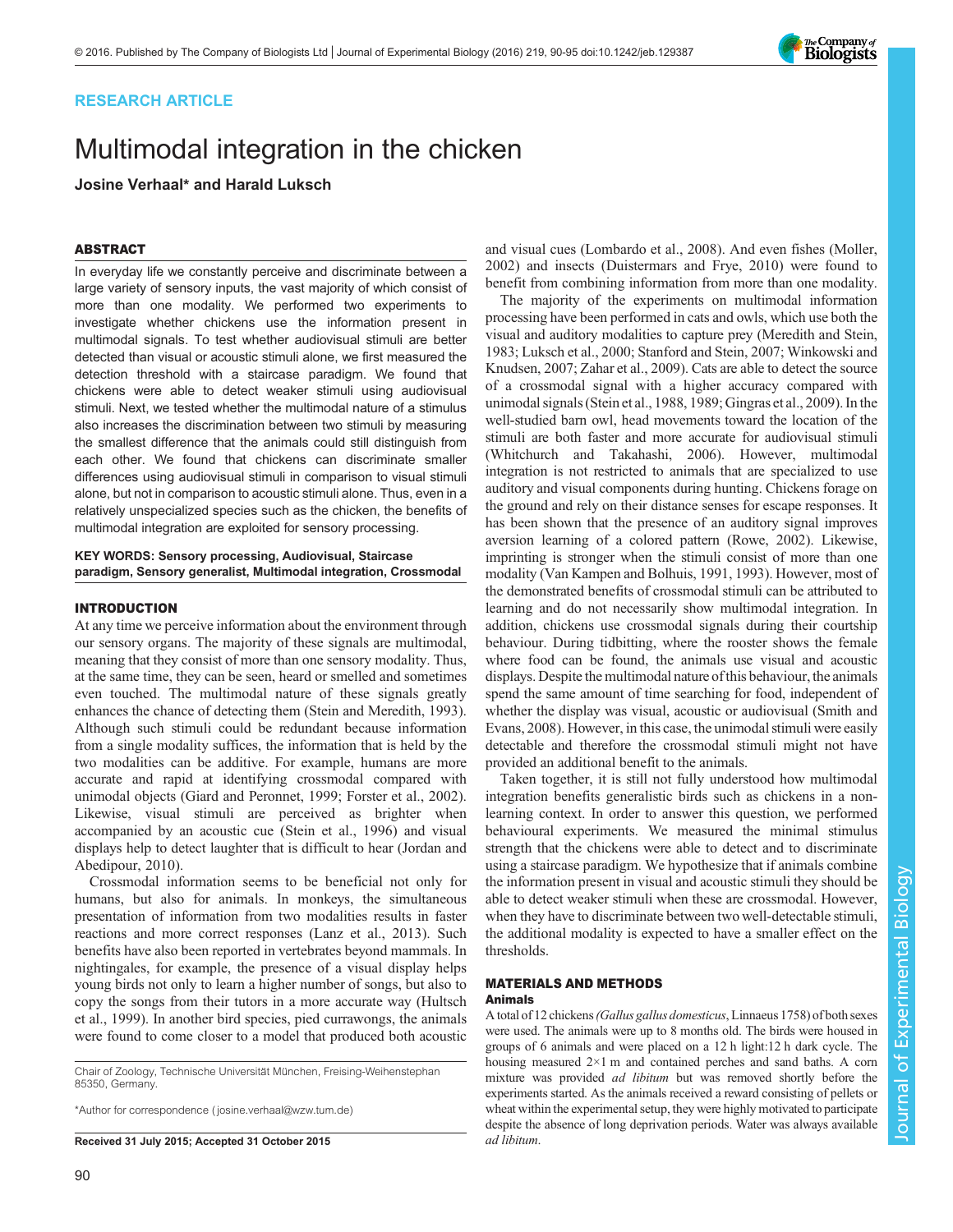RESEARCH ARTICLE

# Multimodal integration in the chicken

**Josine Verhaal* and Harald Luksch**

## ABSTRACT

In everyday life we constantly perceive and discriminate between a large variety of sensory inputs, the vast majority of which consist of more than one modality. We performed two experiments to investigate whether chickens use the information present in multimodal signals. To test whether audiovisual stimuli are better detected than visual or acoustic stimuli alone, we first measured the detection threshold with a staircase paradigm. We found that chickens were able to detect weaker stimuli using audiovisual stimuli. Next, we tested whether the multimodal nature of a stimulus also increases the discrimination between two stimuli by measuring the smallest difference that the animals could still distinguish from each other. We found that chickens can discriminate smaller differences using audiovisual stimuli in comparison to visual stimuli alone, but not in comparison to acoustic stimuli alone. Thus, even in a relatively unspecialized species such as the chicken, the benefits of multimodal integration are exploited for sensory processing.

**KEY WORDS: Sensory processing, Audiovisual, Staircase paradigm, Sensory generalist, Multimodal integration, Crossmodal**

## INTRODUCTION

At any time we perceive information about the environment through our sensory organs. The majority of these signals are multimodal, meaning that they consist of more than one sensory modality. Thus, at the same time, they can be seen, heard or smelled and sometimes even touched. The multimodal nature of these signals greatly enhances the chance of detecting them (Stein and Meredith, 1993). Although such stimuli could be redundant because information from a single modality suffices, the information that is held by the two modalities can be additive. For example, humans are more accurate and rapid at identifying crossmodal compared with unimodal objects (Giard and Peronnet, 1999; Forster et al., 2002). Likewise, visual stimuli are perceived as brighter when accompanied by an acoustic cue (Stein et al., 1996) and visual displays help to detect laughter that is difficult to hear (Jordan and Abedipour, 2010).

Crossmodal information seems to be beneficial not only for humans, but also for animals. In monkeys, the simultaneous presentation of information from two modalities results in faster reactions and more correct responses (Lanz et al., 2013). Such benefits have also been reported in vertebrates beyond mammals. In nightingales, for example, the presence of a visual display helps young birds not only to learn a higher number of songs, but also to copy the songs from their tutors in a more accurate way (Hultsch et al., 1999). In another bird species, pied currawongs, the animals were found to come closer to a model that produced both acoustic and visual cues (Lombardo et al., 2008). And even fishes (Moller, 2002) and insects (Duistermars and Frye, 2010) were found to benefit from combining information from more than one modality.

The majority of the experiments on multimodal information processing have been performed in cats and owls, which use both the visual and auditory modalities to capture prey (Meredith and Stein, 1983; Luksch et al., 2000; Stanford and Stein, 2007; Winkowski and Knudsen, 2007; Zahar et al., 2009). Cats are able to detect the source of a crossmodal signal with a higher accuracy compared with unimodal signals (Stein et al., 1988, 1989; Gingras et al., 2009). In the well-studied barn owl, head movements toward the location of the stimuli are both faster and more accurate for audiovisual stimuli (Whitchurch and Takahashi, 2006). However, multimodal integration is not restricted to animals that are specialized to use auditory and visual components during hunting. Chickens forage on the ground and rely on their distance senses for escape responses. It has been shown that the presence of an auditory signal improves aversion learning of a colored pattern (Rowe, 2002). Likewise, imprinting is stronger when the stimuli consist of more than one modality (Van Kampen and Bolhuis, 1991, 1993). However, most of the demonstrated benefits of crossmodal stimuli can be attributed to learning and do not necessarily show multimodal integration. In addition, chickens use crossmodal signals during their courtship behaviour. During tidbitting, where the rooster shows the female where food can be found, the animals use visual and acoustic displays. Despite the multimodal nature of this behaviour, the animals spend the same amount of time searching for food, independent of whether the display was visual, acoustic or audiovisual (Smith and Evans, 2008). However, in this case, the unimodal stimuli were easily detectable and therefore the crossmodal stimuli might not have provided an additional benefit to the animals.

Taken together, it is still not fully understood how multimodal integration benefits generalistic birds such as chickens in a non-learning context. In order to answer this question, we performed behavioural experiments. We measured the minimal stimulus strength that the chickens were able to detect and to discriminate using a staircase paradigm. We hypothesize that if animals combine the information present in visual and acoustic stimuli they should be able to detect weaker stimuli when these are crossmodal. However, when they have to discriminate between two well-detectable stimuli, the additional modality is expected to have a smaller effect on the thresholds.

## MATERIALS AND METHODS

### Animals

A total of 12 chickens *(Gallus gallus domesticus*, Linnaeus 1758) of both sexes were used. The animals were up to 8 months old. The birds were housed in groups of 6 animals and were placed on a 12 h light:12 h dark cycle. The housing measured 2×1 m and contained perches and sand baths. A corn mixture was provided *ad libitum* but was removed shortly before the experiments started. As the animals received a reward consisting of pellets or wheat within the experimental setup, they were highly motivated to participate despite the absence of long deprivation periods. Water was always available *ad libitum*.

Chair of Zoology, Technische Universität München, Freising-Weihenstephan 85350, Germany.

*Author for correspondence (josine.verhaal@wzw.tum.de)

Received 31 July 2015; Accepted 31 October 2015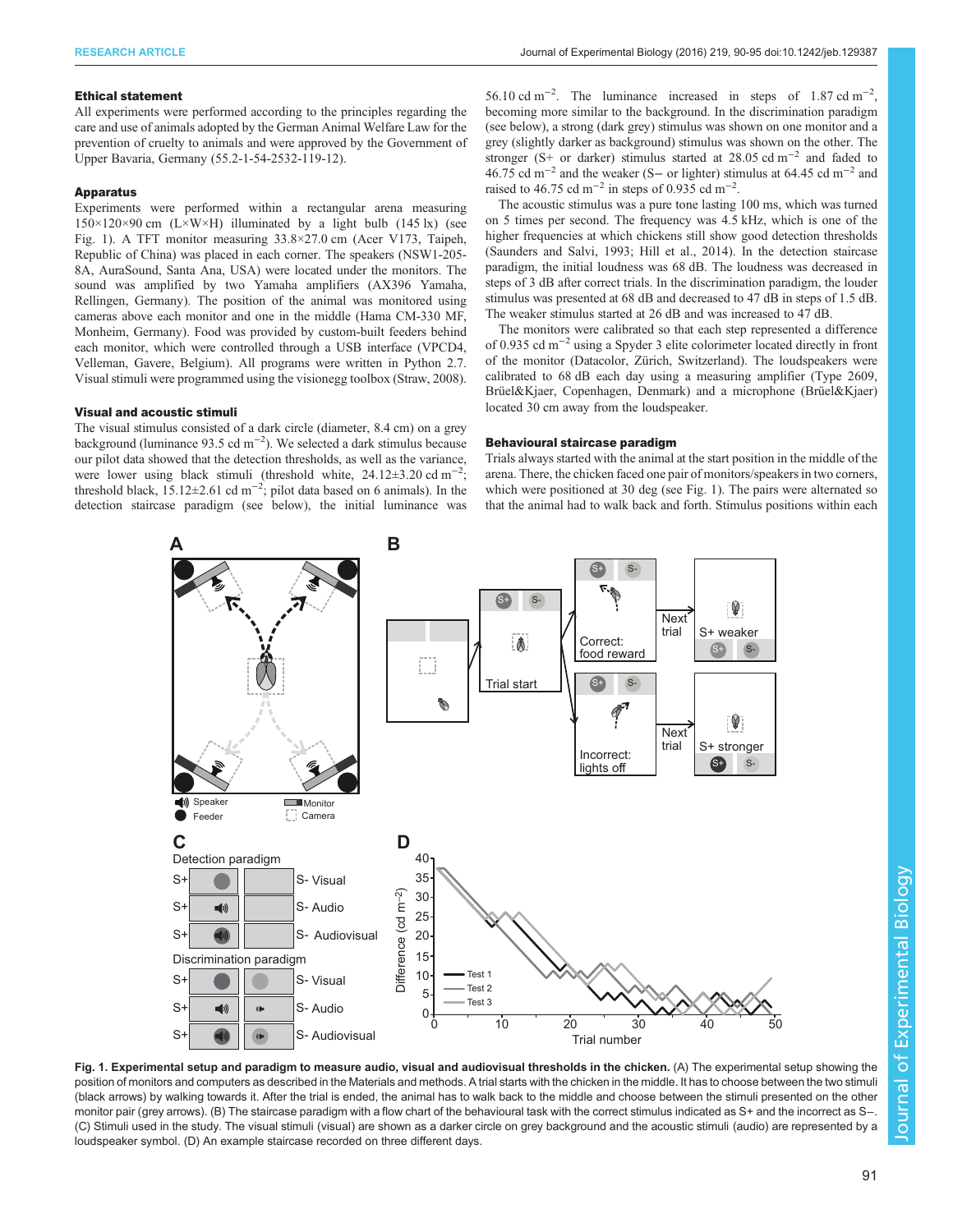### Ethical statement

All experiments were performed according to the principles regarding the care and use of animals adopted by the German Animal Welfare Law for the prevention of cruelty to animals and were approved by the Government of Upper Bavaria, Germany (55.2-1-54-2532-119-12).

### Apparatus

Experiments were performed within a rectangular arena measuring 150×120×90 cm (L×W×H) illuminated by a light bulb (145 lx) (see Fig. 1). A TFT monitor measuring 33.8×27.0 cm (Acer V173, Taipeh, Republic of China) was placed in each corner. The speakers (NSW1-205-8A, AuraSound, Santa Ana, USA) were located under the monitors. The sound was amplified by two Yamaha amplifiers (AX396 Yamaha, Rellingen, Germany). The position of the animal was monitored using cameras above each monitor and one in the middle (Hama CM-330 MF, Monheim, Germany). Food was provided by custom-built feeders behind each monitor, which were controlled through a USB interface (VPCD4, Velleman, Gavere, Belgium). All programs were written in Python 2.7. Visual stimuli were programmed using the visionegg toolbox (Straw, 2008).

### Visual and acoustic stimuli

The visual stimulus consisted of a dark circle (diameter, 8.4 cm) on a grey background (luminance 93.5 cd m$^{-2}$). We selected a dark stimulus because our pilot data showed that the detection thresholds, as well as the variance, were lower using black stimuli (threshold white, 24.12±3.20 cd m$^{-2}$; threshold black, 15.12±2.61 cd m$^{-2}$; pilot data based on 6 animals). In the detection staircase paradigm (see below), the initial luminance was 56.10 cd m$^{-2}$. The luminance increased in steps of 1.87 cd m$^{-2}$, becoming more similar to the background. In the discrimination paradigm (see below), a strong (dark grey) stimulus was shown on one monitor and a grey (slightly darker as background) stimulus was shown on the other. The stronger (S+ or darker) stimulus started at 28.05 cd m$^{-2}$ and faded to 46.75 cd m$^{-2}$ and the weaker (S− or lighter) stimulus at 64.45 cd m$^{-2}$ and raised to 46.75 cd m$^{-2}$ in steps of 0.935 cd m$^{-2}$.

The acoustic stimulus was a pure tone lasting 100 ms, which was turned on 5 times per second. The frequency was 4.5 kHz, which is one of the higher frequencies at which chickens still show good detection thresholds (Saunders and Salvi, 1993; Hill et al., 2014). In the detection staircase paradigm, the initial loudness was 68 dB. The loudness was decreased in steps of 3 dB after correct trials. In the discrimination paradigm, the louder stimulus was presented at 68 dB and decreased to 47 dB in steps of 1.5 dB. The weaker stimulus started at 26 dB and was increased to 47 dB.

The monitors were calibrated so that each step represented a difference of 0.935 cd m$^{-2}$ using a Spyder 3 elite colorimeter located directly in front of the monitor (Datacolor, Zürich, Switzerland). The loudspeakers were calibrated to 68 dB each day using a measuring amplifier (Type 2609, Brüel&Kjaer, Copenhagen, Denmark) and a microphone (Brüel&Kjaer) located 30 cm away from the loudspeaker.

### Behavioural staircase paradigm

Trials always started with the animal at the start position in the middle of the arena. There, the chicken faced one pair of monitors/speakers in two corners, which were positioned at 30 deg (see Fig. 1). The pairs were alternated so that the animal had to walk back and forth. Stimulus positions within each

**Fig. 1. Experimental setup and paradigm to measure audio, visual and audiovisual thresholds in the chicken.** (A) The experimental setup showing the position of monitors and computers as described in the Materials and methods. A trial starts with the chicken in the middle. It has to choose between the two stimuli (black arrows) by walking towards it. After the trial is ended, the animal has to walk back to the middle and choose between the stimuli presented on the other monitor pair (grey arrows). (B) The staircase paradigm with a flow chart of the behavioural task with the correct stimulus indicated as S+ and the incorrect as S−. (C) Stimuli used in the study. The visual stimuli (visual) are shown as a darker circle on grey background and the acoustic stimuli (audio) are represented by a loudspeaker symbol. (D) An example staircase recorded on three different days.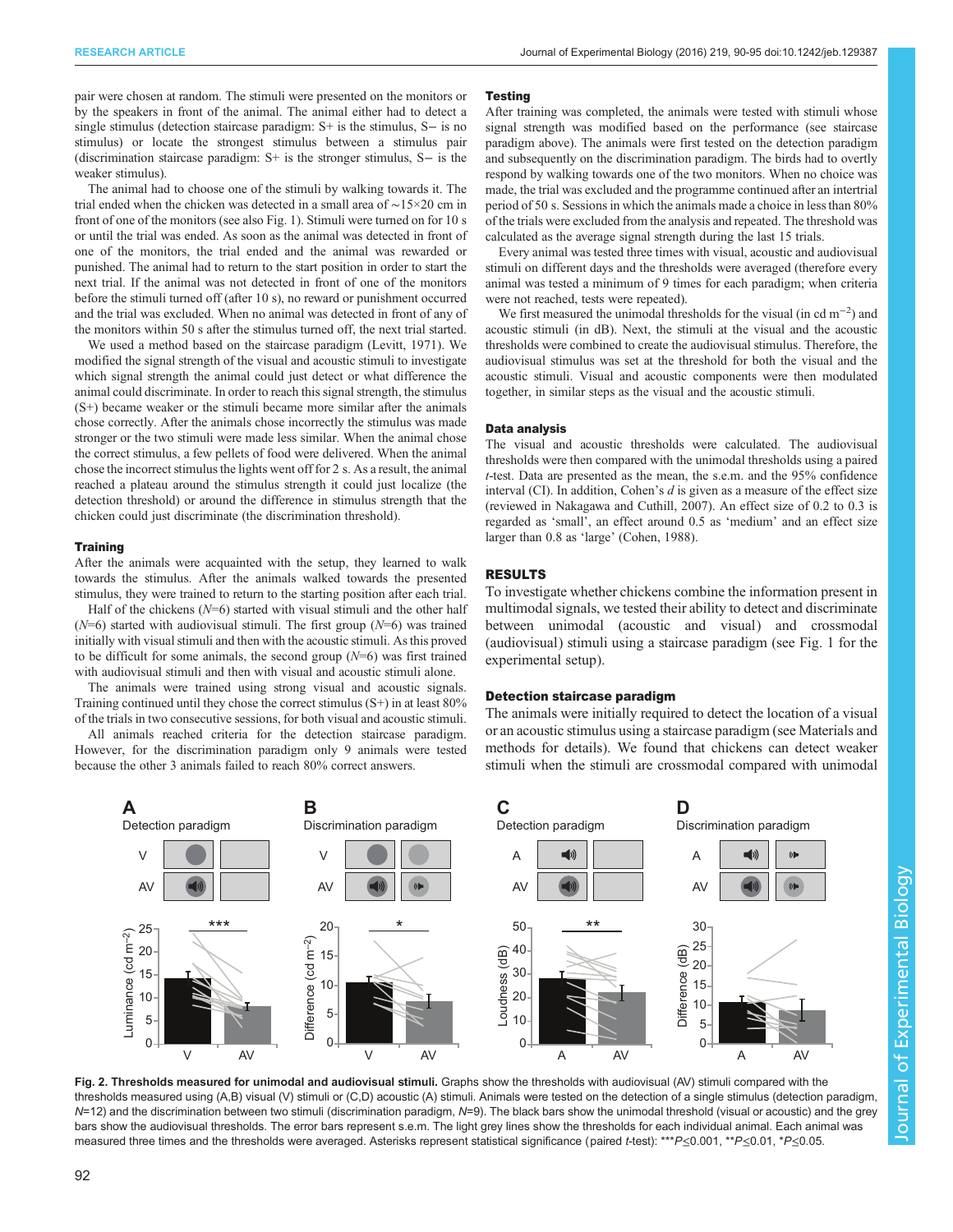pair were chosen at random. The stimuli were presented on the monitors or by the speakers in front of the animal. The animal either had to detect a single stimulus (detection staircase paradigm: S+ is the stimulus, S− is no stimulus) or locate the strongest stimulus between a stimulus pair (discrimination staircase paradigm: S+ is the stronger stimulus, S− is the weaker stimulus).

The animal had to choose one of the stimuli by walking towards it. The trial ended when the chicken was detected in a small area of ~15×20 cm in front of one of the monitors (see also Fig. 1). Stimuli were turned on for 10 s or until the trial was ended. As soon as the animal was detected in front of one of the monitors, the trial ended and the animal was rewarded or punished. The animal had to return to the start position in order to start the next trial. If the animal was not detected in front of one of the monitors before the stimuli turned off (after 10 s), no reward or punishment occurred and the trial was excluded. When no animal was detected in front of any of the monitors within 50 s after the stimulus turned off, the next trial started.

We used a method based on the staircase paradigm (Levitt, 1971). We modified the signal strength of the visual and acoustic stimuli to investigate which signal strength the animal could just detect or what difference the animal could discriminate. In order to reach this signal strength, the stimulus (S+) became weaker or the stimuli became more similar after the animals chose correctly. After the animals chose incorrectly the stimulus was made stronger or the two stimuli were made less similar. When the animal chose the correct stimulus, a few pellets of food were delivered. When the animal chose the incorrect stimulus the lights went off for 2 s. As a result, the animal reached a plateau around the stimulus strength it could just localize (the detection threshold) or around the difference in stimulus strength that the chicken could just discriminate (the discrimination threshold).

### Training

After the animals were acquainted with the setup, they learned to walk towards the stimulus. After the animals walked towards the presented stimulus, they were trained to return to the starting position after each trial.

Half of the chickens (*N*=6) started with visual stimuli and the other half (*N*=6) started with audiovisual stimuli. The first group (*N*=6) was trained initially with visual stimuli and then with the acoustic stimuli. As this proved to be difficult for some animals, the second group (*N*=6) was first trained with audiovisual stimuli and then with visual and acoustic stimuli alone.

The animals were trained using strong visual and acoustic signals. Training continued until they chose the correct stimulus (S+) in at least 80% of the trials in two consecutive sessions, for both visual and acoustic stimuli.

All animals reached criteria for the detection staircase paradigm. However, for the discrimination paradigm only 9 animals were tested because the other 3 animals failed to reach 80% correct answers.

### Testing

After training was completed, the animals were tested with stimuli whose signal strength was modified based on the performance (see staircase paradigm above). The animals were first tested on the detection paradigm and subsequently on the discrimination paradigm. The birds had to overtly respond by walking towards one of the two monitors. When no choice was made, the trial was excluded and the programme continued after an intertrial period of 50 s. Sessions in which the animals made a choice in less than 80% of the trials were excluded from the analysis and repeated. The threshold was calculated as the average signal strength during the last 15 trials.

Every animal was tested three times with visual, acoustic and audiovisual stimuli on different days and the thresholds were averaged (therefore every animal was tested a minimum of 9 times for each paradigm; when criteria were not reached, tests were repeated).

We first measured the unimodal thresholds for the visual (in cd $m^{-2}$) and acoustic stimuli (in dB). Next, the stimuli at the visual and the acoustic thresholds were combined to create the audiovisual stimulus. Therefore, the audiovisual stimulus was set at the threshold for both the visual and the acoustic stimulus. Visual and acoustic components were then modulated together, in similar steps as the visual and the acoustic stimuli.

### Data analysis

The visual and acoustic thresholds were calculated. The audiovisual thresholds were then compared with the unimodal thresholds using a paired *t*-test. Data are presented as the mean, the s.e.m. and the 95% confidence interval (CI). In addition, Cohen's *d* is given as a measure of the effect size (reviewed in Nakagawa and Cuthill, 2007). An effect size of 0.2 to 0.3 is regarded as 'small', an effect around 0.5 as 'medium' and an effect size larger than 0.8 as 'large' (Cohen, 1988).

## RESULTS

To investigate whether chickens combine the information present in multimodal signals, we tested their ability to detect and discriminate between unimodal (acoustic and visual) and crossmodal (audiovisual) stimuli using a staircase paradigm (see Fig. 1 for the experimental setup).

### Detection staircase paradigm

The animals were initially required to detect the location of a visual or an acoustic stimulus using a staircase paradigm (see Materials and methods for details). We found that chickens can detect weaker stimuli when the stimuli are crossmodal compared with unimodal

**Fig. 2. Thresholds measured for unimodal and audiovisual stimuli.** Graphs show the thresholds with audiovisual (AV) stimuli compared with the thresholds measured using (A,B) visual (V) stimuli or (C,D) acoustic (A) stimuli. Animals were tested on the detection of a single stimulus (detection paradigm, *N*=12) and the discrimination between two stimuli (discrimination paradigm, *N*=9). The black bars show the unimodal threshold (visual or acoustic) and the grey bars show the audiovisual thresholds. The error bars represent s.e.m. The light grey lines show the thresholds for each individual animal. Each animal was measured three times and the thresholds were averaged. Asterisks represent statistical significance (paired *t*-test): \*\*\*$P \leq 0.001$, \*\*$P \leq 0.01$, \*$P \leq 0.05$.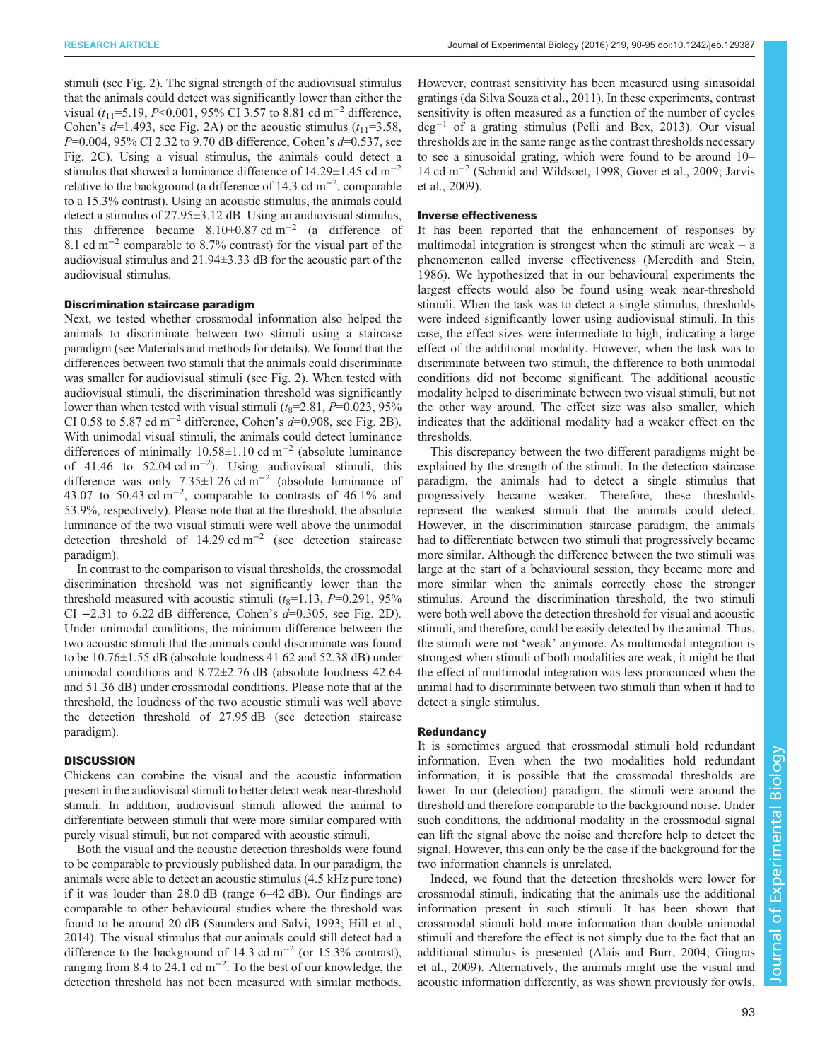stimuli (see Fig. 2). The signal strength of the audiovisual stimulus that the animals could detect was significantly lower than either the visual ($t_{11}$=5.19, $P$<0.001, 95% CI 3.57 to 8.81 cd m$^{-2}$ difference, Cohen's $d$=1.493, see Fig. 2A) or the acoustic stimulus ($t_{11}$=3.58, $P$=0.004, 95% CI 2.32 to 9.70 dB difference, Cohen's $d$=0.537, see Fig. 2C). Using a visual stimulus, the animals could detect a stimulus that showed a luminance difference of 14.29±1.45 cd m$^{-2}$ relative to the background (a difference of 14.3 cd m$^{-2}$, comparable to a 15.3% contrast). Using an acoustic stimulus, the animals could detect a stimulus of 27.95±3.12 dB. Using an audiovisual stimulus, this difference became 8.10±0.87 cd m$^{-2}$ (a difference of 8.1 cd m$^{-2}$ comparable to 8.7% contrast) for the visual part of the audiovisual stimulus and 21.94±3.33 dB for the acoustic part of the audiovisual stimulus.

### Discrimination staircase paradigm

Next, we tested whether crossmodal information also helped the animals to discriminate between two stimuli using a staircase paradigm (see Materials and methods for details). We found that the differences between two stimuli that the animals could discriminate was smaller for audiovisual stimuli (see Fig. 2). When tested with audiovisual stimuli, the discrimination threshold was significantly lower than when tested with visual stimuli ($t_8$=2.81, $P$=0.023, 95% CI 0.58 to 5.87 cd m$^{-2}$ difference, Cohen's $d$=0.908, see Fig. 2B). With unimodal visual stimuli, the animals could detect luminance differences of minimally 10.58±1.10 cd m$^{-2}$ (absolute luminance of 41.46 to 52.04 cd m$^{-2}$). Using audiovisual stimuli, this difference was only 7.35±1.26 cd m$^{-2}$ (absolute luminance of 43.07 to 50.43 cd m$^{-2}$, comparable to contrasts of 46.1% and 53.9%, respectively). Please note that at the threshold, the absolute luminance of the two visual stimuli were well above the unimodal detection threshold of 14.29 cd m$^{-2}$ (see detection staircase paradigm).

In contrast to the comparison to visual thresholds, the crossmodal discrimination threshold was not significantly lower than the threshold measured with acoustic stimuli ($t_8$=1.13, $P$=0.291, 95% CI −2.31 to 6.22 dB difference, Cohen's $d$=0.305, see Fig. 2D). Under unimodal conditions, the minimum difference between the two acoustic stimuli that the animals could discriminate was found to be 10.76±1.55 dB (absolute loudness 41.62 and 52.38 dB) under unimodal conditions and 8.72±2.76 dB (absolute loudness 42.64 and 51.36 dB) under crossmodal conditions. Please note that at the threshold, the loudness of the two acoustic stimuli was well above the detection threshold of 27.95 dB (see detection staircase paradigm).

## DISCUSSION

Chickens can combine the visual and the acoustic information present in the audiovisual stimuli to better detect weak near-threshold stimuli. In addition, audiovisual stimuli allowed the animal to differentiate between stimuli that were more similar compared with purely visual stimuli, but not compared with acoustic stimuli.

Both the visual and the acoustic detection thresholds were found to be comparable to previously published data. In our paradigm, the animals were able to detect an acoustic stimulus (4.5 kHz pure tone) if it was louder than 28.0 dB (range 6–42 dB). Our findings are comparable to other behavioural studies where the threshold was found to be around 20 dB (Saunders and Salvi, 1993; Hill et al., 2014). The visual stimulus that our animals could still detect had a difference to the background of 14.3 cd m$^{-2}$ (or 15.3% contrast), ranging from 8.4 to 24.1 cd m$^{-2}$. To the best of our knowledge, the detection threshold has not been measured with similar methods. However, contrast sensitivity has been measured using sinusoidal gratings (da Silva Souza et al., 2011). In these experiments, contrast sensitivity is often measured as a function of the number of cycles deg$^{-1}$ of a grating stimulus (Pelli and Bex, 2013). Our visual thresholds are in the same range as the contrast thresholds necessary to see a sinusoidal grating, which were found to be around 10–14 cd m$^{-2}$ (Schmid and Wildsoet, 1998; Gover et al., 2009; Jarvis et al., 2009).

### Inverse effectiveness

It has been reported that the enhancement of responses by multimodal integration is strongest when the stimuli are weak – a phenomenon called inverse effectiveness (Meredith and Stein, 1986). We hypothesized that in our behavioural experiments the largest effects would also be found using weak near-threshold stimuli. When the task was to detect a single stimulus, thresholds were indeed significantly lower using audiovisual stimuli. In this case, the effect sizes were intermediate to high, indicating a large effect of the additional modality. However, when the task was to discriminate between two stimuli, the difference to both unimodal conditions did not become significant. The additional acoustic modality helped to discriminate between two visual stimuli, but not the other way around. The effect size was also smaller, which indicates that the additional modality had a weaker effect on the thresholds.

This discrepancy between the two different paradigms might be explained by the strength of the stimuli. In the detection staircase paradigm, the animals had to detect a single stimulus that progressively became weaker. Therefore, these thresholds represent the weakest stimuli that the animals could detect. However, in the discrimination staircase paradigm, the animals had to differentiate between two stimuli that progressively became more similar. Although the difference between the two stimuli was large at the start of a behavioural session, they became more and more similar when the animals correctly chose the stronger stimulus. Around the discrimination threshold, the two stimuli were both well above the detection threshold for visual and acoustic stimuli, and therefore, could be easily detected by the animal. Thus, the stimuli were not 'weak' anymore. As multimodal integration is strongest when stimuli of both modalities are weak, it might be that the effect of multimodal integration was less pronounced when the animal had to discriminate between two stimuli than when it had to detect a single stimulus.

### Redundancy

It is sometimes argued that crossmodal stimuli hold redundant information. Even when the two modalities hold redundant information, it is possible that the crossmodal thresholds are lower. In our (detection) paradigm, the stimuli were around the threshold and therefore comparable to the background noise. Under such conditions, the additional modality in the crossmodal signal can lift the signal above the noise and therefore help to detect the signal. However, this can only be the case if the background for the two information channels is unrelated.

Indeed, we found that the detection thresholds were lower for crossmodal stimuli, indicating that the animals use the additional information present in such stimuli. It has been shown that crossmodal stimuli hold more information than double unimodal stimuli and therefore the effect is not simply due to the fact that an additional stimulus is presented (Alais and Burr, 2004; Gingras et al., 2009). Alternatively, the animals might use the visual and acoustic information differently, as was shown previously for owls.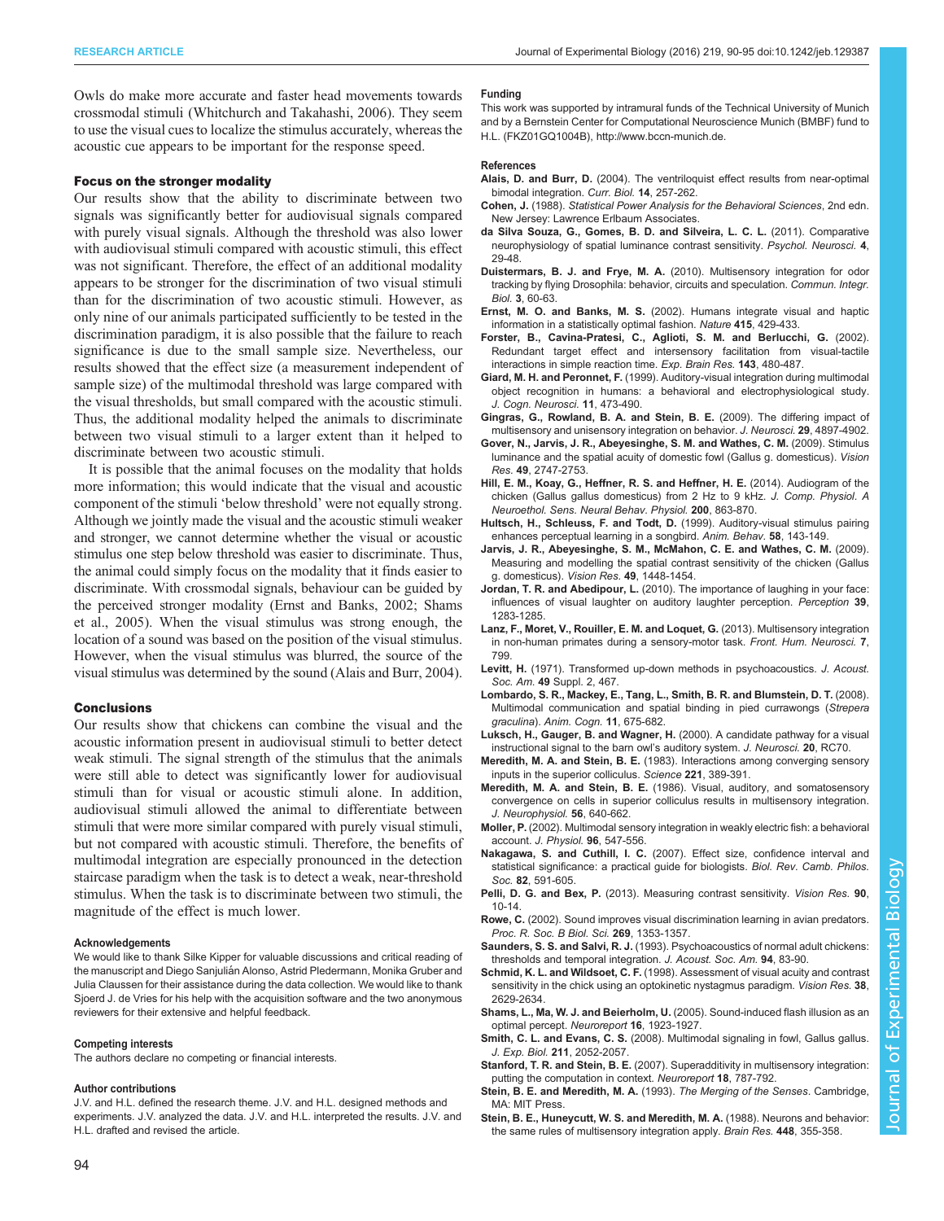Owls do make more accurate and faster head movements towards crossmodal stimuli (Whitchurch and Takahashi, 2006). They seem to use the visual cues to localize the stimulus accurately, whereas the acoustic cue appears to be important for the response speed.

### Focus on the stronger modality

Our results show that the ability to discriminate between two signals was significantly better for audiovisual signals compared with purely visual signals. Although the threshold was also lower with audiovisual stimuli compared with acoustic stimuli, this effect was not significant. Therefore, the effect of an additional modality appears to be stronger for the discrimination of two visual stimuli than for the discrimination of two acoustic stimuli. However, as only nine of our animals participated sufficiently to be tested in the discrimination paradigm, it is also possible that the failure to reach significance is due to the small sample size. Nevertheless, our results showed that the effect size (a measurement independent of sample size) of the multimodal threshold was large compared with the visual thresholds, but small compared with the acoustic stimuli. Thus, the additional modality helped the animals to discriminate between two visual stimuli to a larger extent than it helped to discriminate between two acoustic stimuli.

It is possible that the animal focuses on the modality that holds more information; this would indicate that the visual and acoustic component of the stimuli 'below threshold' were not equally strong. Although we jointly made the visual and the acoustic stimuli weaker and stronger, we cannot determine whether the visual or acoustic stimulus one step below threshold was easier to discriminate. Thus, the animal could simply focus on the modality that it finds easier to discriminate. With crossmodal signals, behaviour can be guided by the perceived stronger modality (Ernst and Banks, 2002; Shams et al., 2005). When the visual stimulus was strong enough, the location of a sound was based on the position of the visual stimulus. However, when the visual stimulus was blurred, the source of the visual stimulus was determined by the sound (Alais and Burr, 2004).

## Conclusions

Our results show that chickens can combine the visual and the acoustic information present in audiovisual stimuli to better detect weak stimuli. The signal strength of the stimulus that the animals were still able to detect was significantly lower for audiovisual stimuli than for visual or acoustic stimuli alone. In addition, audiovisual stimuli allowed the animal to differentiate between stimuli that were more similar compared with purely visual stimuli, but not compared with acoustic stimuli. Therefore, the benefits of multimodal integration are especially pronounced in the detection staircase paradigm when the task is to detect a weak, near-threshold stimulus. When the task is to discriminate between two stimuli, the magnitude of the effect is much lower.

#### Acknowledgements

We would like to thank Silke Kipper for valuable discussions and critical reading of the manuscript and Diego Sanjulián Alonso, Astrid Pledermann, Monika Gruber and Julia Claussen for their assistance during the data collection. We would like to thank Sjoerd J. de Vries for his help with the acquisition software and the two anonymous reviewers for their extensive and helpful feedback.

#### Competing interests

The authors declare no competing or financial interests.

#### Author contributions

J.V. and H.L. defined the research theme. J.V. and H.L. designed methods and experiments. J.V. analyzed the data. J.V. and H.L. interpreted the results. J.V. and H.L. drafted and revised the article.

#### Funding

This work was supported by intramural funds of the Technical University of Munich and by a Bernstein Center for Computational Neuroscience Munich (BMBF) fund to H.L. (FKZ01GQ1004B), http://www.bccn-munich.de.

#### References

**Alais, D. and Burr, D.** (2004). The ventriloquist effect results from near-optimal bimodal integration. *Curr. Biol.* **14**, 257-262.

**Cohen, J.** (1988). *Statistical Power Analysis for the Behavioral Sciences*, 2nd edn. New Jersey: Lawrence Erlbaum Associates.

**da Silva Souza, G., Gomes, B. D. and Silveira, L. C. L.** (2011). Comparative neurophysiology of spatial luminance contrast sensitivity. *Psychol. Neurosci.* **4**, 29-48.

**Duistermars, B. J. and Frye, M. A.** (2010). Multisensory integration for odor tracking by flying Drosophila: behavior, circuits and speculation. *Commun. Integr. Biol.* **3**, 60-63.

**Ernst, M. O. and Banks, M. S.** (2002). Humans integrate visual and haptic information in a statistically optimal fashion. *Nature* **415**, 429-433.

**Forster, B., Cavina-Pratesi, C., Aglioti, S. M. and Berlucchi, G.** (2002). Redundant target effect and intersensory facilitation from visual-tactile interactions in simple reaction time. *Exp. Brain Res.* **143**, 480-487.

**Giard, M. H. and Peronnet, F.** (1999). Auditory-visual integration during multimodal object recognition in humans: a behavioral and electrophysiological study. *J. Cogn. Neurosci.* **11**, 473-490.

**Gingras, G., Rowland, B. A. and Stein, B. E.** (2009). The differing impact of multisensory and unisensory integration on behavior. *J. Neurosci.* **29**, 4897-4902.

**Gover, N., Jarvis, J. R., Abeyesinghe, S. M. and Wathes, C. M.** (2009). Stimulus luminance and the spatial acuity of domestic fowl (Gallus g. domesticus). *Vision Res.* **49**, 2747-2753.

**Hill, E. M., Koay, G., Heffner, R. S. and Heffner, H. E.** (2014). Audiogram of the chicken (Gallus gallus domesticus) from 2 Hz to 9 kHz. *J. Comp. Physiol. A Neuroethol. Sens. Neural Behav. Physiol.* **200**, 863-870.

**Hultsch, H., Schleuss, F. and Todt, D.** (1999). Auditory-visual stimulus pairing enhances perceptual learning in a songbird. *Anim. Behav.* **58**, 143-149.

**Jarvis, J. R., Abeyesinghe, S. M., McMahon, C. E. and Wathes, C. M.** (2009). Measuring and modelling the spatial contrast sensitivity of the chicken (Gallus g. domesticus). *Vision Res.* **49**, 1448-1454.

**Jordan, T. R. and Abedipour, L.** (2010). The importance of laughing in your face: influences of visual laughter on auditory laughter perception. *Perception* **39**, 1283-1285.

**Lanz, F., Moret, V., Rouiller, E. M. and Loquet, G.** (2013). Multisensory integration in non-human primates during a sensory-motor task. *Front. Hum. Neurosci.* **7**, 799.

**Levitt, H.** (1971). Transformed up-down methods in psychoacoustics. *J. Acoust. Soc. Am.* **49** Suppl. 2, 467.

**Lombardo, S. R., Mackey, E., Tang, L., Smith, B. R. and Blumstein, D. T.** (2008). Multimodal communication and spatial binding in pied currawongs (*Strepera graculina*). *Anim. Cogn.* **11**, 675-682.

**Luksch, H., Gauger, B. and Wagner, H.** (2000). A candidate pathway for a visual instructional signal to the barn owl's auditory system. *J. Neurosci.* **20**, RC70.

**Meredith, M. A. and Stein, B. E.** (1983). Interactions among converging sensory inputs in the superior colliculus. *Science* **221**, 389-391.

**Meredith, M. A. and Stein, B. E.** (1986). Visual, auditory, and somatosensory convergence on cells in superior colliculus results in multisensory integration. *J. Neurophysiol.* **56**, 640-662.

**Moller, P.** (2002). Multimodal sensory integration in weakly electric fish: a behavioral account. *J. Physiol.* **96**, 547-556.

**Nakagawa, S. and Cuthill, I. C.** (2007). Effect size, confidence interval and statistical significance: a practical guide for biologists. *Biol. Rev. Camb. Philos. Soc.* **82**, 591-605.

**Pelli, D. G. and Bex, P.** (2013). Measuring contrast sensitivity. *Vision Res.* **90**, 10-14.

**Rowe, C.** (2002). Sound improves visual discrimination learning in avian predators. *Proc. R. Soc. B Biol. Sci.* **269**, 1353-1357.

**Saunders, S. S. and Salvi, R. J.** (1993). Psychoacoustics of normal adult chickens: thresholds and temporal integration. *J. Acoust. Soc. Am.* **94**, 83-90.

**Schmid, K. L. and Wildsoet, C. F.** (1998). Assessment of visual acuity and contrast sensitivity in the chick using an optokinetic nystagmus paradigm. *Vision Res.* **38**, 2629-2634.

**Shams, L., Ma, W. J. and Beierholm, U.** (2005). Sound-induced flash illusion as an optimal percept. *Neuroreport* **16**, 1923-1927.

**Smith, C. L. and Evans, C. S.** (2008). Multimodal signaling in fowl, Gallus gallus. *J. Exp. Biol.* **211**, 2052-2057.

**Stanford, T. R. and Stein, B. E.** (2007). Superadditivity in multisensory integration: putting the computation in context. *Neuroreport* **18**, 787-792.

**Stein, B. E. and Meredith, M. A.** (1993). *The Merging of the Senses*. Cambridge, MA: MIT Press.

**Stein, B. E., Huneycutt, W. S. and Meredith, M. A.** (1988). Neurons and behavior: the same rules of multisensory integration apply. *Brain Res.* **448**, 355-358.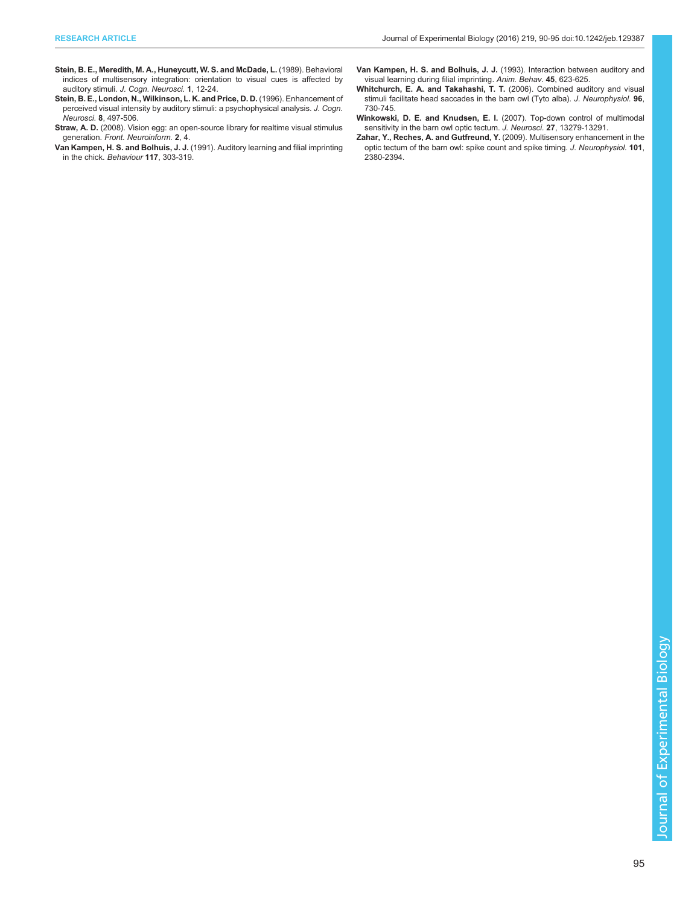**Stein, B. E., Meredith, M. A., Huneycutt, W. S. and McDade, L.** (1989). Behavioral indices of multisensory integration: orientation to visual cues is affected by auditory stimuli. *J. Cogn. Neurosci.* **1**, 12-24.

**Stein, B. E., London, N., Wilkinson, L. K. and Price, D. D.** (1996). Enhancement of perceived visual intensity by auditory stimuli: a psychophysical analysis. *J. Cogn. Neurosci.* **8**, 497-506.

**Straw, A. D.** (2008). Vision egg: an open-source library for realtime visual stimulus generation. *Front. Neuroinform.* **2**, 4.

**Van Kampen, H. S. and Bolhuis, J. J.** (1991). Auditory learning and filial imprinting in the chick. *Behaviour* **117**, 303-319.

**Van Kampen, H. S. and Bolhuis, J. J.** (1993). Interaction between auditory and visual learning during filial imprinting. *Anim. Behav.* **45**, 623-625.

**Whitchurch, E. A. and Takahashi, T. T.** (2006). Combined auditory and visual stimuli facilitate head saccades in the barn owl (Tyto alba). *J. Neurophysiol.* **96**, 730-745.

**Winkowski, D. E. and Knudsen, E. I.** (2007). Top-down control of multimodal sensitivity in the barn owl optic tectum. *J. Neurosci.* **27**, 13279-13291.

**Zahar, Y., Reches, A. and Gutfreund, Y.** (2009). Multisensory enhancement in the optic tectum of the barn owl: spike count and spike timing. *J. Neurophysiol.* **101**, 2380-2394.